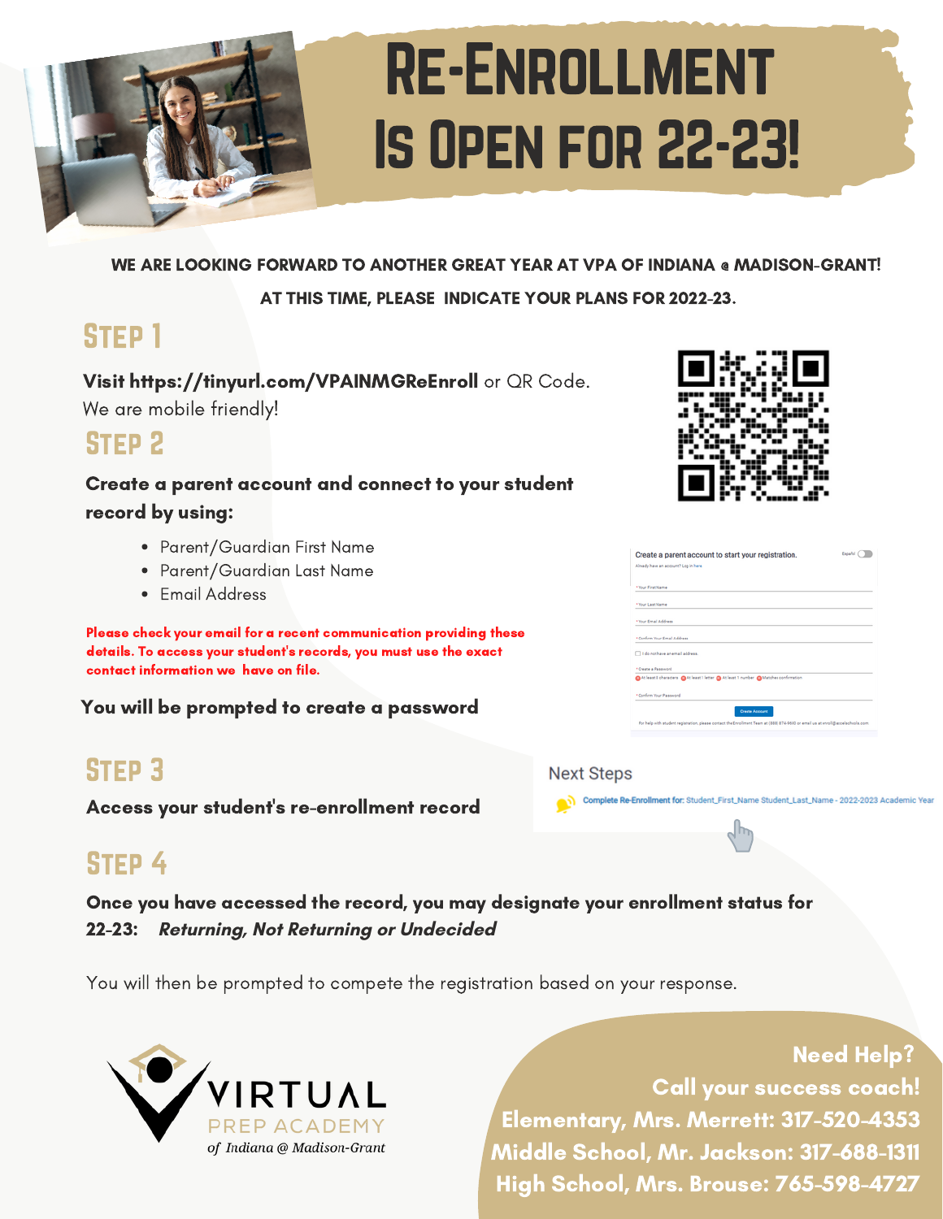# Re-Enrollment Is Open for 22-23!

**WE ARE LOOKING FORWARD TO ANOTHER GREAT YEAR AT VPA OF INDIANA @ MADISON-GRANT!**

**AT THIS TIME, PLEASE INDICATE YOUR PLANS FOR 2022-23.**

## Step 1

**Visit https://tinyurl.com/VPAINMGReEnroll** or QR Code.
We are mobile friendly!

## Step 2

**Create a parent account and connect to your student record by using:**

- Parent/Guardian First Name
- Parent/Guardian Last Name
- Email Address

**Please check your email for a recent communication providing these details. To access your student's records, you must use the exact contact information we have on file.**

**You will be prompted to create a password**

## Step 3

**Access your student's re-enrollment record**

## Step 4

**Once you have accessed the record, you may designate your enrollment status for 22-23:** ***Returning, Not Returning or Undecided***

You will then be prompted to compete the registration based on your response.

VIRTUAL PREP ACADEMY
*of Indiana @ Madison-Grant*

**Need Help?**
**Call your success coach!**
**Elementary, Mrs. Merrett: 317-520-4353**
**Middle School, Mr. Jackson: 317-688-1311**
**High School, Mrs. Brouse: 765-598-4727**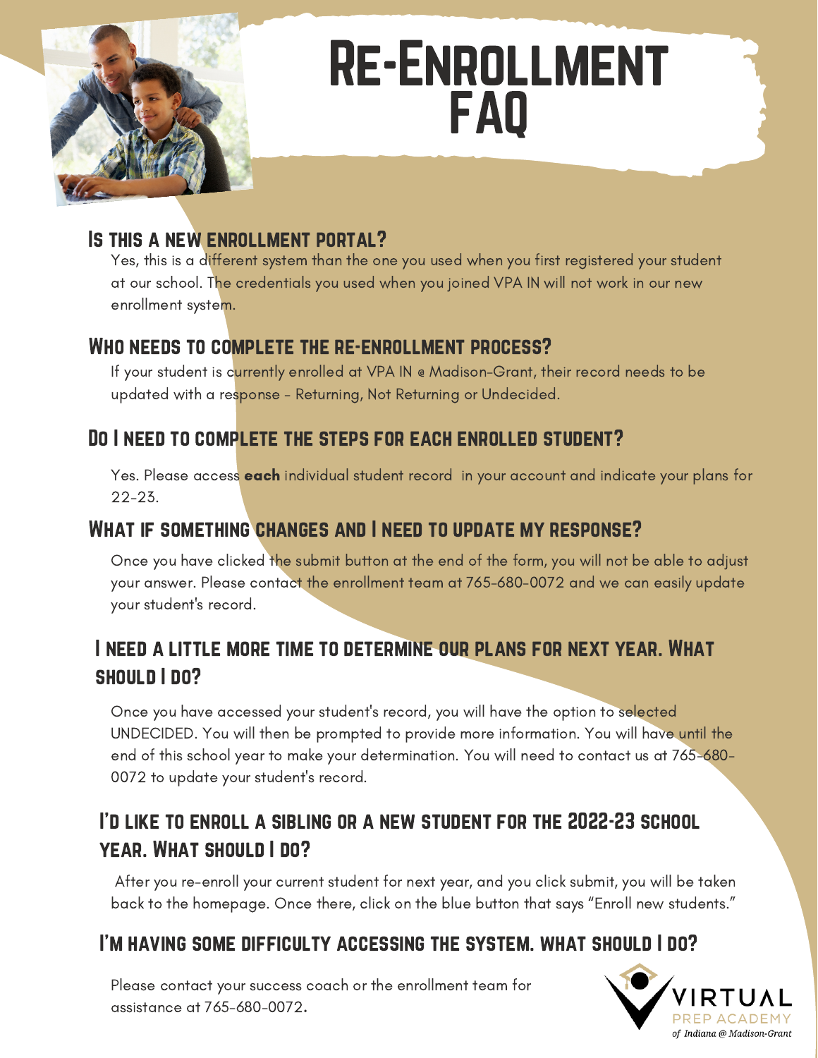# Re-Enrollment FAQ

### Is this a new enrollment portal?

Yes, this is a different system than the one you used when you first registered your student at our school. The credentials you used when you joined VPA IN will not work in our new enrollment system.

### Who needs to complete the re-enrollment process?

If your student is currently enrolled at VPA IN @ Madison-Grant, their record needs to be updated with a response - Returning, Not Returning or Undecided.

### Do I need to complete the steps for each enrolled student?

Yes. Please access **each** individual student record in your account and indicate your plans for 22-23.

### What if something changes and I need to update my response?

Once you have clicked the submit button at the end of the form, you will not be able to adjust your answer. Please contact the enrollment team at 765-680-0072 and we can easily update your student's record.

### I need a little more time to determine our plans for next year. What should I do?

Once you have accessed your student's record, you will have the option to selected UNDECIDED. You will then be prompted to provide more information. You will have until the end of this school year to make your determination. You will need to contact us at 765-680-0072 to update your student's record.

### I'd like to enroll a sibling or a new student for the 2022-23 school year. What should I do?

After you re-enroll your current student for next year, and you click submit, you will be taken back to the homepage. Once there, click on the blue button that says "Enroll new students."

### I'm having some difficulty accessing the system. What should I do?

Please contact your success coach or the enrollment team for assistance at 765-680-0072.

VIRTUAL PREP ACADEMY
*of Indiana @ Madison-Grant*